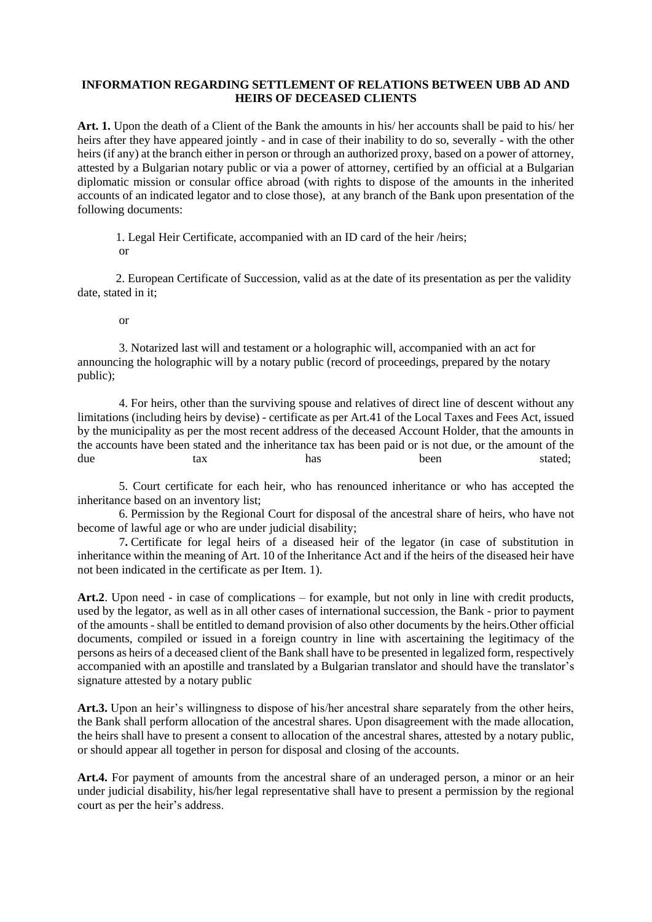**INFORMATION REGARDING SETTLEMENT OF RELATIONS BETWEEN UBB AD AND HEIRS OF DECEASED CLIENTS**

**Art. 1.** Upon the death of a Client of the Bank the amounts in his/ her accounts shall be paid to his/ her heirs after they have appeared jointly - and in case of their inability to do so, severally - with the other heirs (if any) at the branch either in person or through an authorized proxy, based on a power of attorney, attested by a Bulgarian notary public or via a power of attorney, certified by an official at a Bulgarian diplomatic mission or consular office abroad (with rights to dispose of the amounts in the inherited accounts of an indicated legator and to close those), at any branch of the Bank upon presentation of the following documents:

1. Legal Heir Certificate, accompanied with an ID card of the heir /heirs;
   or

2. European Certificate of Succession, valid as at the date of its presentation as per the validity date, stated in it;

   or

3. Notarized last will and testament or a holographic will, accompanied with an act for announcing the holographic will by a notary public (record of proceedings, prepared by the notary public);

4. For heirs, other than the surviving spouse and relatives of direct line of descent without any limitations (including heirs by devise) - certificate as per Art.41 of the Local Taxes and Fees Act, issued by the municipality as per the most recent address of the deceased Account Holder, that the amounts in the accounts have been stated and the inheritance tax has been paid or is not due, or the amount of the due tax has been stated;

5. Court certificate for each heir, who has renounced inheritance or who has accepted the inheritance based on an inventory list;
6. Permission by the Regional Court for disposal of the ancestral share of heirs, who have not become of lawful age or who are under judicial disability;
7. Certificate for legal heirs of a diseased heir of the legator (in case of substitution in inheritance within the meaning of Art. 10 of the Inheritance Act and if the heirs of the diseased heir have not been indicated in the certificate as per Item. 1).

**Art.2**. Upon need - in case of complications – for example, but not only in line with credit products, used by the legator, as well as in all other cases of international succession, the Bank - prior to payment of the amounts - shall be entitled to demand provision of also other documents by the heirs.Other official documents, compiled or issued in a foreign country in line with ascertaining the legitimacy of the persons as heirs of a deceased client of the Bank shall have to be presented in legalized form, respectively accompanied with an apostille and translated by a Bulgarian translator and should have the translator's signature attested by a notary public

**Art.3.** Upon an heir's willingness to dispose of his/her ancestral share separately from the other heirs, the Bank shall perform allocation of the ancestral shares. Upon disagreement with the made allocation, the heirs shall have to present a consent to allocation of the ancestral shares, attested by a notary public, or should appear all together in person for disposal and closing of the accounts.

**Art.4.** For payment of amounts from the ancestral share of an underaged person, a minor or an heir under judicial disability, his/her legal representative shall have to present a permission by the regional court as per the heir's address.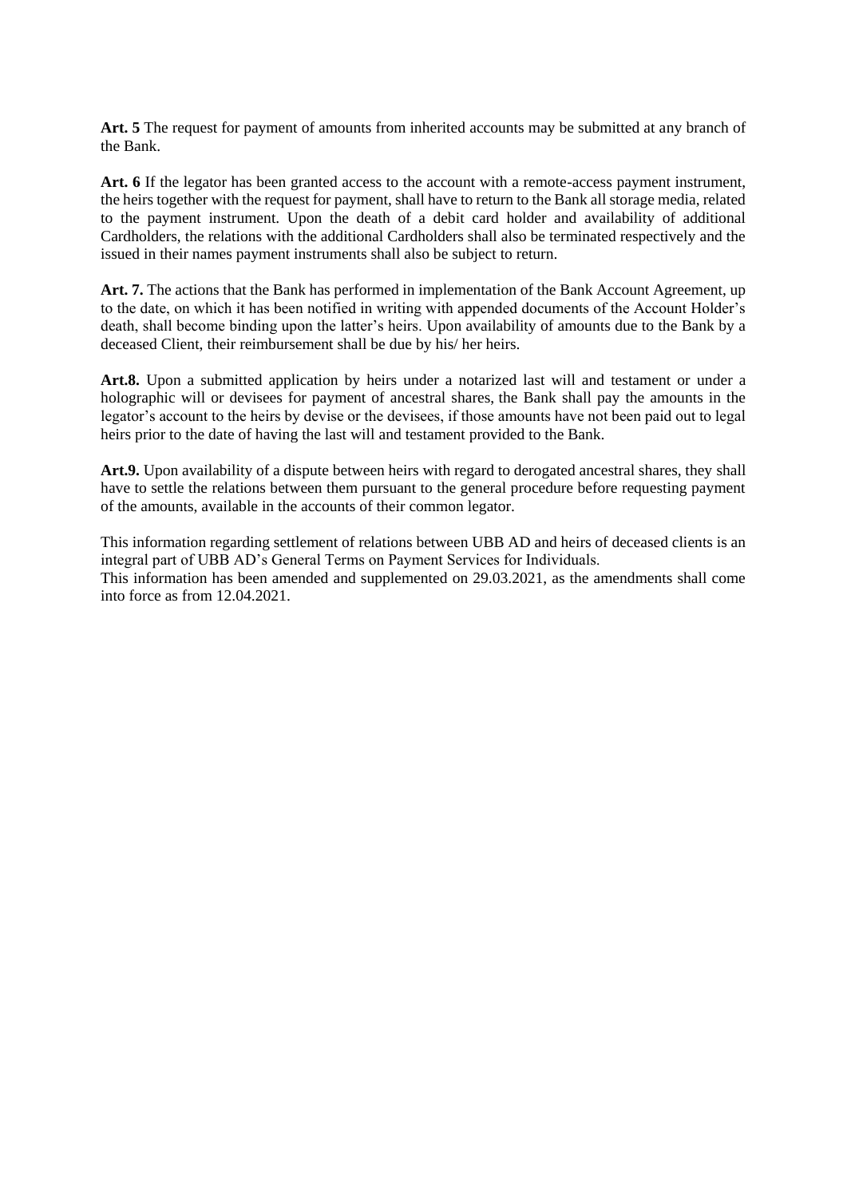**Art. 5** The request for payment of amounts from inherited accounts may be submitted at any branch of the Bank.

**Art. 6** If the legator has been granted access to the account with a remote-access payment instrument, the heirs together with the request for payment, shall have to return to the Bank all storage media, related to the payment instrument. Upon the death of a debit card holder and availability of additional Cardholders, the relations with the additional Cardholders shall also be terminated respectively and the issued in their names payment instruments shall also be subject to return.

**Art. 7.** The actions that the Bank has performed in implementation of the Bank Account Agreement, up to the date, on which it has been notified in writing with appended documents of the Account Holder's death, shall become binding upon the latter's heirs. Upon availability of amounts due to the Bank by a deceased Client, their reimbursement shall be due by his/ her heirs.

**Art.8.** Upon a submitted application by heirs under a notarized last will and testament or under a holographic will or devisees for payment of ancestral shares, the Bank shall pay the amounts in the legator's account to the heirs by devise or the devisees, if those amounts have not been paid out to legal heirs prior to the date of having the last will and testament provided to the Bank.

**Art.9.** Upon availability of a dispute between heirs with regard to derogated ancestral shares, they shall have to settle the relations between them pursuant to the general procedure before requesting payment of the amounts, available in the accounts of their common legator.

This information regarding settlement of relations between UBB AD and heirs of deceased clients is an integral part of UBB AD's General Terms on Payment Services for Individuals.
This information has been amended and supplemented on 29.03.2021, as the amendments shall come into force as from 12.04.2021.